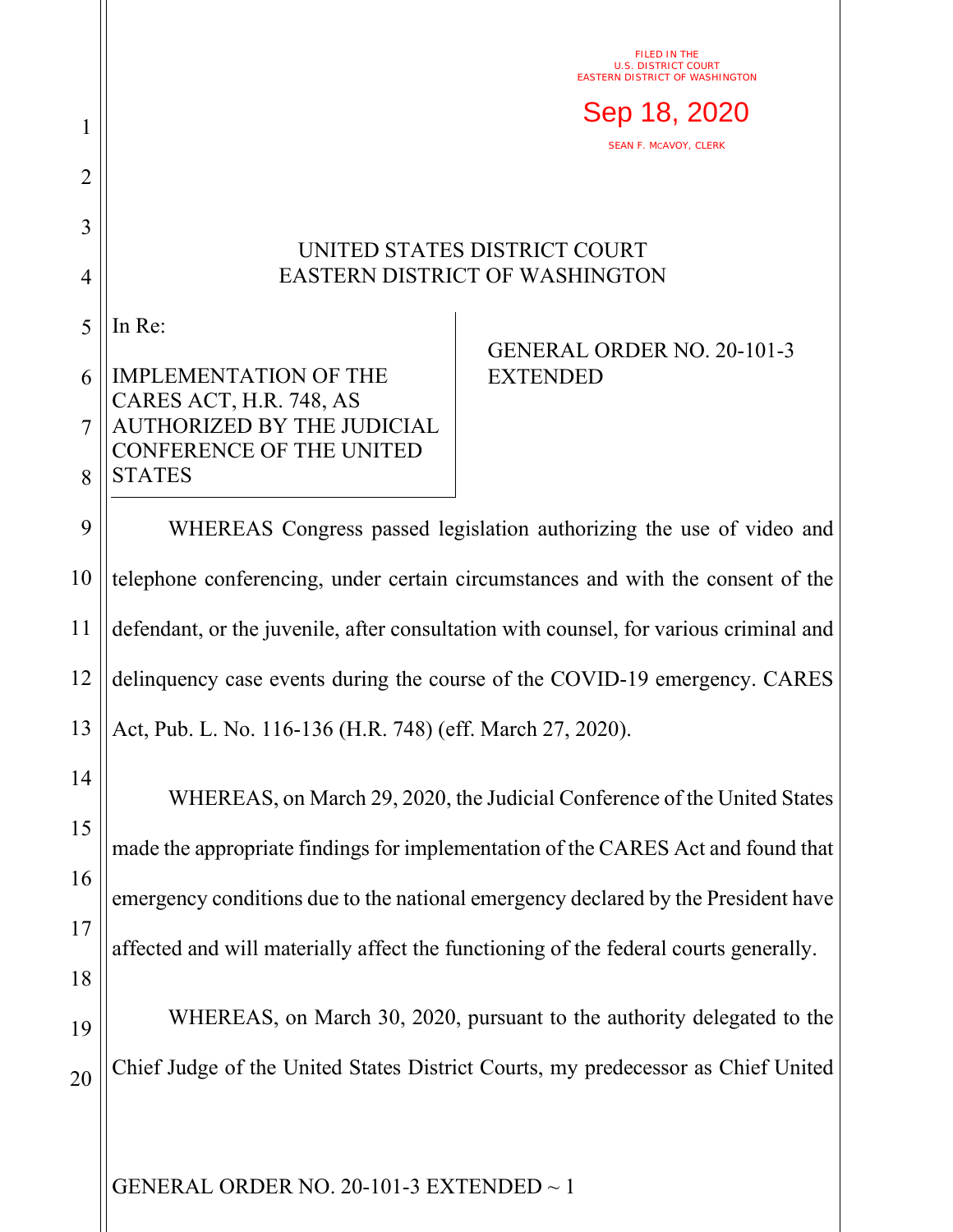FILED IN THE
U.S. DISTRICT COURT
EASTERN DISTRICT OF WASHINGTON

Sep 18, 2020

SEAN F. MCAVOY, CLERK

UNITED STATES DISTRICT COURT
EASTERN DISTRICT OF WASHINGTON

In Re:

IMPLEMENTATION OF THE CARES ACT, H.R. 748, AS AUTHORIZED BY THE JUDICIAL CONFERENCE OF THE UNITED STATES

GENERAL ORDER NO. 20-101-3 EXTENDED

WHEREAS Congress passed legislation authorizing the use of video and telephone conferencing, under certain circumstances and with the consent of the defendant, or the juvenile, after consultation with counsel, for various criminal and delinquency case events during the course of the COVID-19 emergency. CARES Act, Pub. L. No. 116-136 (H.R. 748) (eff. March 27, 2020).

WHEREAS, on March 29, 2020, the Judicial Conference of the United States made the appropriate findings for implementation of the CARES Act and found that emergency conditions due to the national emergency declared by the President have affected and will materially affect the functioning of the federal courts generally.

WHEREAS, on March 30, 2020, pursuant to the authority delegated to the Chief Judge of the United States District Courts, my predecessor as Chief United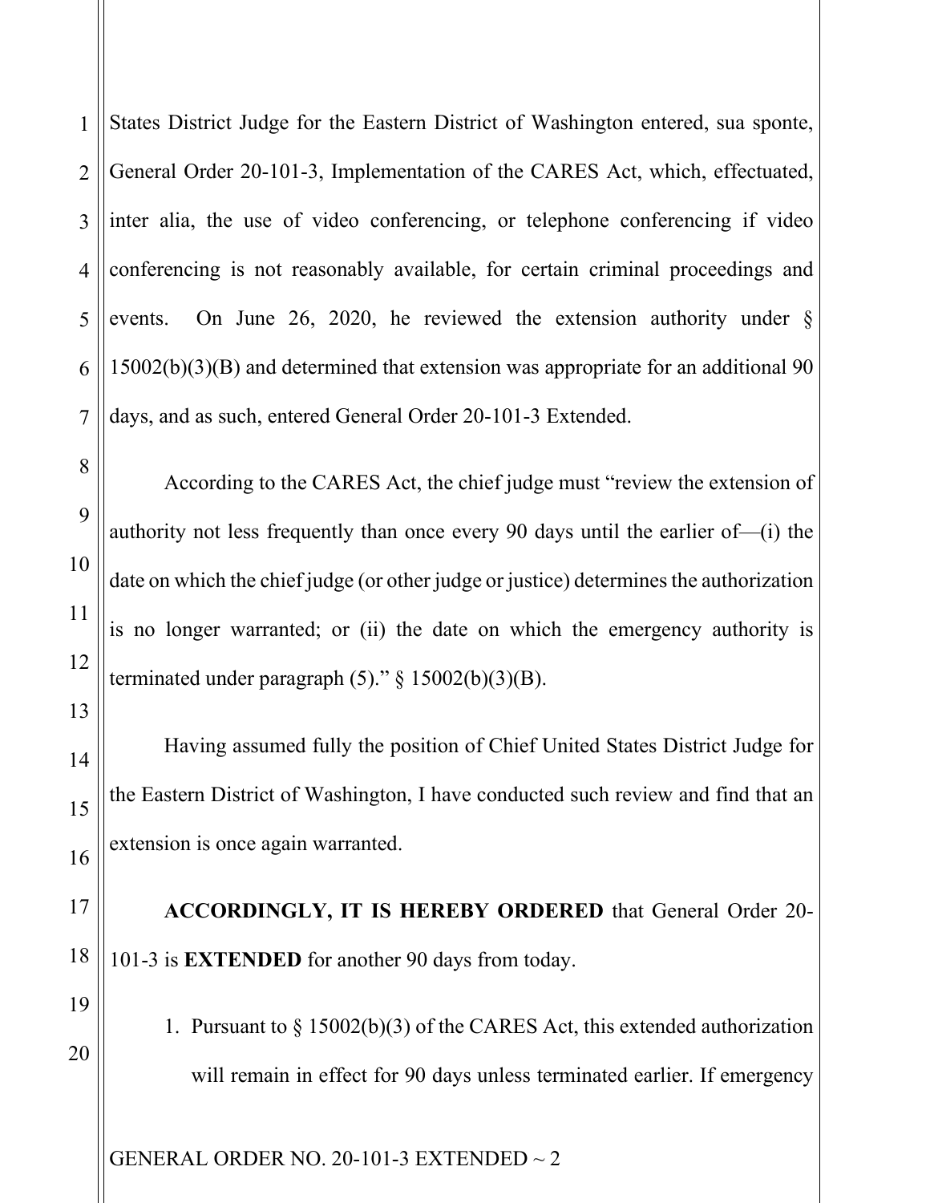States District Judge for the Eastern District of Washington entered, sua sponte, General Order 20-101-3, Implementation of the CARES Act, which, effectuated, inter alia, the use of video conferencing, or telephone conferencing if video conferencing is not reasonably available, for certain criminal proceedings and events. On June 26, 2020, he reviewed the extension authority under § 15002(b)(3)(B) and determined that extension was appropriate for an additional 90 days, and as such, entered General Order 20-101-3 Extended.

According to the CARES Act, the chief judge must "review the extension of authority not less frequently than once every 90 days until the earlier of—(i) the date on which the chief judge (or other judge or justice) determines the authorization is no longer warranted; or (ii) the date on which the emergency authority is terminated under paragraph (5)." § 15002(b)(3)(B).

Having assumed fully the position of Chief United States District Judge for the Eastern District of Washington, I have conducted such review and find that an extension is once again warranted.

**ACCORDINGLY, IT IS HEREBY ORDERED** that General Order 20-101-3 is **EXTENDED** for another 90 days from today.

1. Pursuant to § 15002(b)(3) of the CARES Act, this extended authorization will remain in effect for 90 days unless terminated earlier. If emergency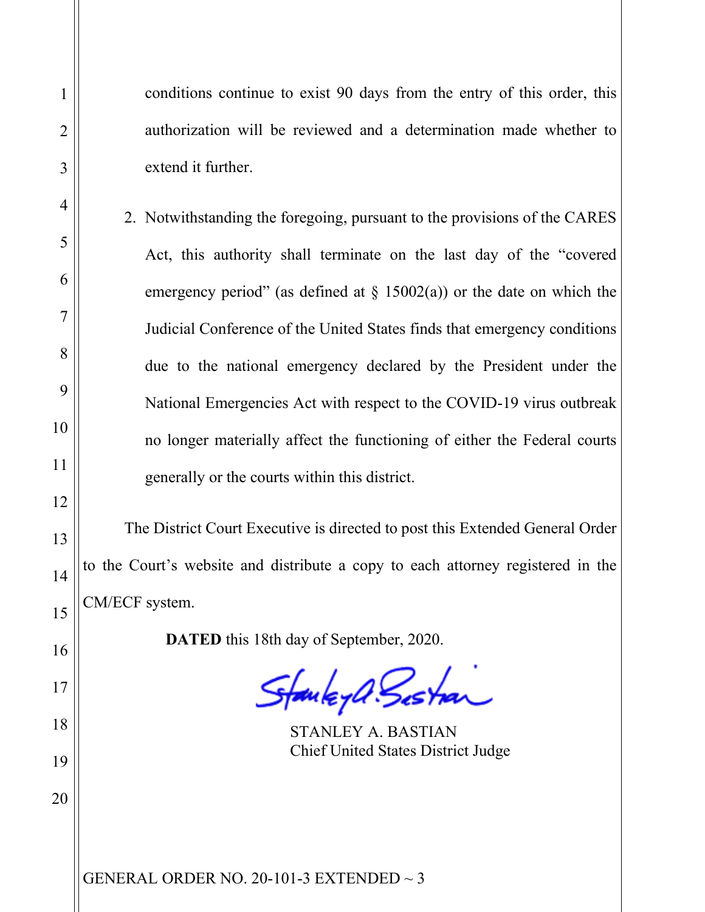conditions continue to exist 90 days from the entry of this order, this authorization will be reviewed and a determination made whether to extend it further.

2. Notwithstanding the foregoing, pursuant to the provisions of the CARES Act, this authority shall terminate on the last day of the "covered emergency period" (as defined at § 15002(a)) or the date on which the Judicial Conference of the United States finds that emergency conditions due to the national emergency declared by the President under the National Emergencies Act with respect to the COVID-19 virus outbreak no longer materially affect the functioning of either the Federal courts generally or the courts within this district.

The District Court Executive is directed to post this Extended General Order to the Court's website and distribute a copy to each attorney registered in the CM/ECF system.

**DATED** this 18th day of September, 2020.

Stanley A. Bastian

STANLEY A. BASTIAN
Chief United States District Judge

GENERAL ORDER NO. 20-101-3 EXTENDED ~ 3